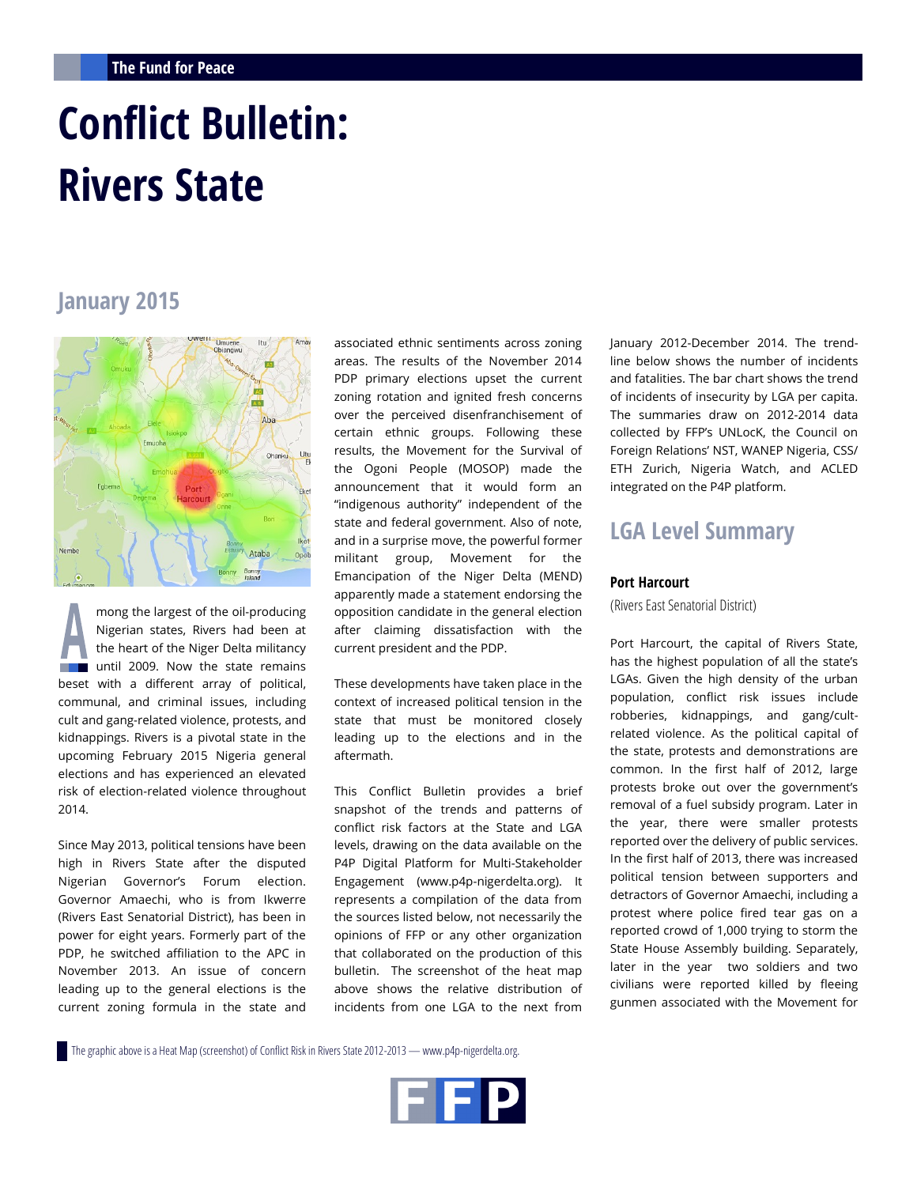The Fund for Peace

# Conflict Bulletin: Rivers State

## January 2015

Among the largest of the oil-producing Nigerian states, Rivers had been at the heart of the Niger Delta militancy until 2009. Now the state remains beset with a different array of political, communal, and criminal issues, including cult and gang-related violence, protests, and kidnappings. Rivers is a pivotal state in the upcoming February 2015 Nigeria general elections and has experienced an elevated risk of election-related violence throughout 2014.

Since May 2013, political tensions have been high in Rivers State after the disputed Nigerian Governor's Forum election. Governor Amaechi, who is from Ikwerre (Rivers East Senatorial District), has been in power for eight years. Formerly part of the PDP, he switched affiliation to the APC in November 2013. An issue of concern leading up to the general elections is the current zoning formula in the state and associated ethnic sentiments across zoning areas. The results of the November 2014 PDP primary elections upset the current zoning rotation and ignited fresh concerns over the perceived disenfranchisement of certain ethnic groups. Following these results, the Movement for the Survival of the Ogoni People (MOSOP) made the announcement that it would form an "indigenous authority" independent of the state and federal government. Also of note, and in a surprise move, the powerful former militant group, Movement for the Emancipation of the Niger Delta (MEND) apparently made a statement endorsing the opposition candidate in the general election after claiming dissatisfaction with the current president and the PDP.

These developments have taken place in the context of increased political tension in the state that must be monitored closely leading up to the elections and in the aftermath.

This Conflict Bulletin provides a brief snapshot of the trends and patterns of conflict risk factors at the State and LGA levels, drawing on the data available on the P4P Digital Platform for Multi-Stakeholder Engagement (www.p4p-nigerdelta.org). It represents a compilation of the data from the sources listed below, not necessarily the opinions of FFP or any other organization that collaborated on the production of this bulletin. The screenshot of the heat map above shows the relative distribution of incidents from one LGA to the next from January 2012-December 2014. The trend-line below shows the number of incidents and fatalities. The bar chart shows the trend of incidents of insecurity by LGA per capita. The summaries draw on 2012-2014 data collected by FFP's UNLocK, the Council on Foreign Relations' NST, WANEP Nigeria, CSS/ETH Zurich, Nigeria Watch, and ACLED integrated on the P4P platform.

## LGA Level Summary

### Port Harcourt

(Rivers East Senatorial District)

Port Harcourt, the capital of Rivers State, has the highest population of all the state's LGAs. Given the high density of the urban population, conflict risk issues include robberies, kidnappings, and gang/cult-related violence. As the political capital of the state, protests and demonstrations are common. In the first half of 2012, large protests broke out over the government's removal of a fuel subsidy program. Later in the year, there were smaller protests reported over the delivery of public services. In the first half of 2013, there was increased political tension between supporters and detractors of Governor Amaechi, including a protest where police fired tear gas on a reported crowd of 1,000 trying to storm the State House Assembly building. Separately, later in the year two soldiers and two civilians were reported killed by fleeing gunmen associated with the Movement for

The graphic above is a Heat Map (screenshot) of Conflict Risk in Rivers State 2012-2013 — www.p4p-nigerdelta.org.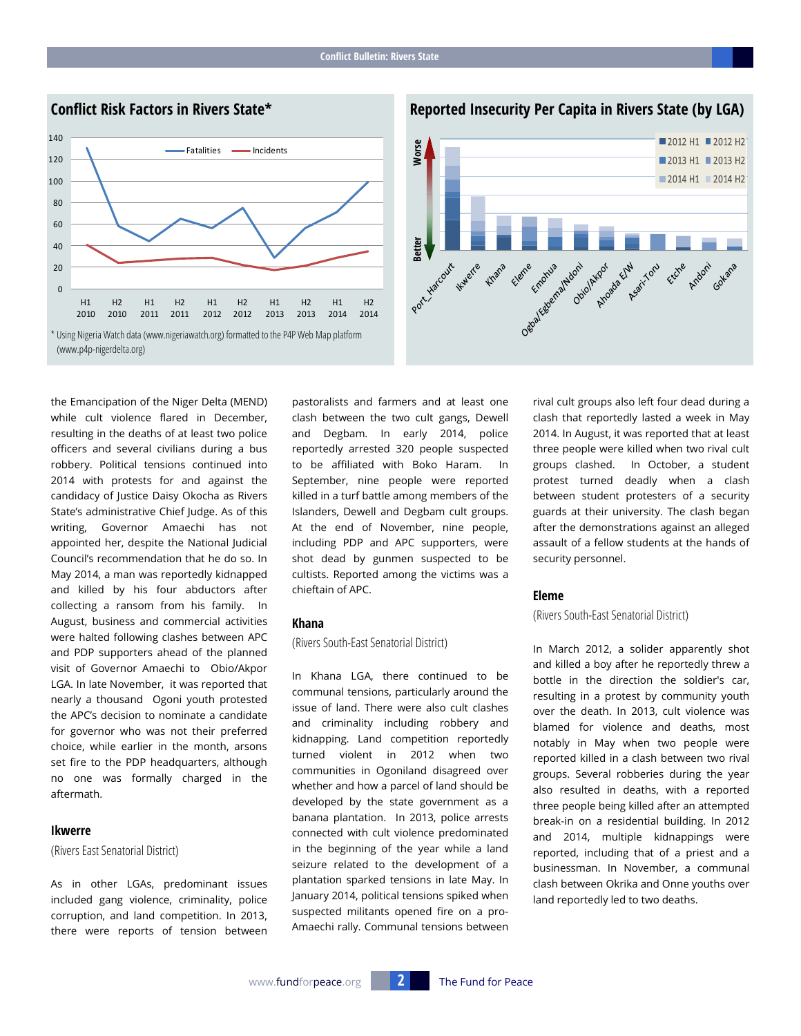## Conflict Risk Factors in Rivers State*

* Using Nigeria Watch data (www.nigeriawatch.org) formatted to the P4P Web Map platform (www.p4p-nigerdelta.org)

## Reported Insecurity Per Capita in Rivers State (by LGA)

the Emancipation of the Niger Delta (MEND) while cult violence flared in December, resulting in the deaths of at least two police officers and several civilians during a bus robbery. Political tensions continued into 2014 with protests for and against the candidacy of Justice Daisy Okocha as Rivers State's administrative Chief Judge. As of this writing, Governor Amaechi has not appointed her, despite the National Judicial Council's recommendation that he do so. In May 2014, a man was reportedly kidnapped and killed by his four abductors after collecting a ransom from his family. In August, business and commercial activities were halted following clashes between APC and PDP supporters ahead of the planned visit of Governor Amaechi to Obio/Akpor LGA. In late November, it was reported that nearly a thousand Ogoni youth protested the APC's decision to nominate a candidate for governor who was not their preferred choice, while earlier in the month, arsons set fire to the PDP headquarters, although no one was formally charged in the aftermath.

### Ikwerre

(Rivers East Senatorial District)

As in other LGAs, predominant issues included gang violence, criminality, police corruption, and land competition. In 2013, there were reports of tension between pastoralists and farmers and at least one clash between the two cult gangs, Dewell and Degbam. In early 2014, police reportedly arrested 320 people suspected to be affiliated with Boko Haram. In September, nine people were reported killed in a turf battle among members of the Islanders, Dewell and Degbam cult groups. At the end of November, nine people, including PDP and APC supporters, were shot dead by gunmen suspected to be cultists. Reported among the victims was a chieftain of APC.

### Khana

(Rivers South-East Senatorial District)

In Khana LGA, there continued to be communal tensions, particularly around the issue of land. There were also cult clashes and criminality including robbery and kidnapping. Land competition reportedly turned violent in 2012 when two communities in Ogoniland disagreed over whether and how a parcel of land should be developed by the state government as a banana plantation. In 2013, police arrests connected with cult violence predominated in the beginning of the year while a land seizure related to the development of a plantation sparked tensions in late May. In January 2014, political tensions spiked when suspected militants opened fire on a pro-Amaechi rally. Communal tensions between rival cult groups also left four dead during a clash that reportedly lasted a week in May 2014. In August, it was reported that at least three people were killed when two rival cult groups clashed. In October, a student protest turned deadly when a clash between student protesters of a security guards at their university. The clash began after the demonstrations against an alleged assault of a fellow students at the hands of security personnel.

### Eleme

(Rivers South-East Senatorial District)

In March 2012, a solider apparently shot and killed a boy after he reportedly threw a bottle in the direction the soldier's car, resulting in a protest by community youth over the death. In 2013, cult violence was blamed for violence and deaths, most notably in May when two people were reported killed in a clash between two rival groups. Several robberies during the year also resulted in deaths, with a reported three people being killed after an attempted break-in on a residential building. In 2012 and 2014, multiple kidnappings were reported, including that of a priest and a businessman. In November, a communal clash between Okrika and Onne youths over land reportedly led to two deaths.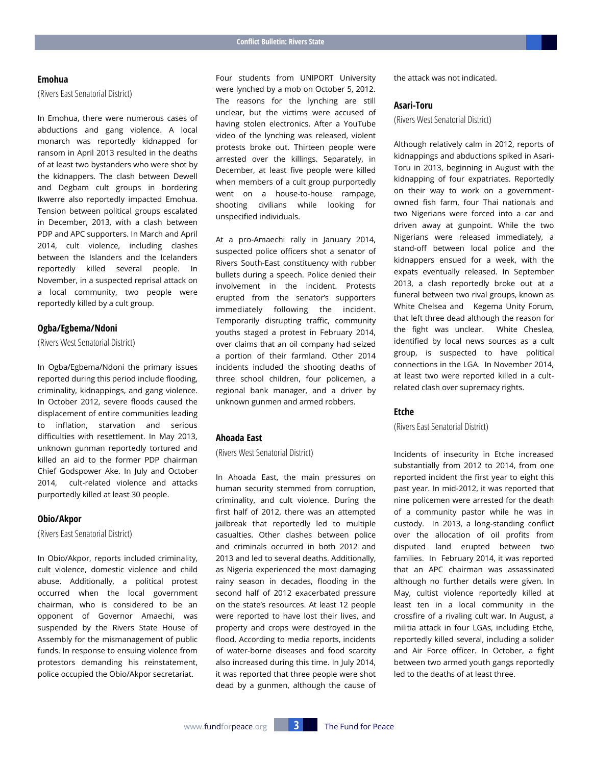### Emohua

(Rivers East Senatorial District)

In Emohua, there were numerous cases of abductions and gang violence. A local monarch was reportedly kidnapped for ransom in April 2013 resulted in the deaths of at least two bystanders who were shot by the kidnappers. The clash between Dewell and Degbam cult groups in bordering Ikwerre also reportedly impacted Emohua. Tension between political groups escalated in December, 2013, with a clash between PDP and APC supporters. In March and April 2014, cult violence, including clashes between the Islanders and the Icelanders reportedly killed several people. In November, in a suspected reprisal attack on a local community, two people were reportedly killed by a cult group.

### Ogba/Egbema/Ndoni

(Rivers West Senatorial District)

In Ogba/Egbema/Ndoni the primary issues reported during this period include flooding, criminality, kidnappings, and gang violence. In October 2012, severe floods caused the displacement of entire communities leading to inflation, starvation and serious difficulties with resettlement. In May 2013, unknown gunman reportedly tortured and killed an aid to the former PDP chairman Chief Godspower Ake. In July and October 2014, cult-related violence and attacks purportedly killed at least 30 people.

### Obio/Akpor

(Rivers East Senatorial District)

In Obio/Akpor, reports included criminality, cult violence, domestic violence and child abuse. Additionally, a political protest occurred when the local government chairman, who is considered to be an opponent of Governor Amaechi, was suspended by the Rivers State House of Assembly for the mismanagement of public funds. In response to ensuing violence from protestors demanding his reinstatement, police occupied the Obio/Akpor secretariat.

Four students from UNIPORT University were lynched by a mob on October 5, 2012. The reasons for the lynching are still unclear, but the victims were accused of having stolen electronics. After a YouTube video of the lynching was released, violent protests broke out. Thirteen people were arrested over the killings. Separately, in December, at least five people were killed when members of a cult group purportedly went on a house-to-house rampage, shooting civilians while looking for unspecified individuals.

At a pro-Amaechi rally in January 2014, suspected police officers shot a senator of Rivers South-East constituency with rubber bullets during a speech. Police denied their involvement in the incident. Protests erupted from the senator's supporters immediately following the incident. Temporarily disrupting traffic, community youths staged a protest in February 2014, over claims that an oil company had seized a portion of their farmland. Other 2014 incidents included the shooting deaths of three school children, four policemen, a regional bank manager, and a driver by unknown gunmen and armed robbers.

### Ahoada East

(Rivers West Senatorial District)

In Ahoada East, the main pressures on human security stemmed from corruption, criminality, and cult violence. During the first half of 2012, there was an attempted jailbreak that reportedly led to multiple casualties. Other clashes between police and criminals occurred in both 2012 and 2013 and led to several deaths. Additionally, as Nigeria experienced the most damaging rainy season in decades, flooding in the second half of 2012 exacerbated pressure on the state's resources. At least 12 people were reported to have lost their lives, and property and crops were destroyed in the flood. According to media reports, incidents of water-borne diseases and food scarcity also increased during this time. In July 2014, it was reported that three people were shot dead by a gunmen, although the cause of the attack was not indicated.

### Asari-Toru

(Rivers West Senatorial District)

Although relatively calm in 2012, reports of kidnappings and abductions spiked in Asari-Toru in 2013, beginning in August with the kidnapping of four expatriates. Reportedly on their way to work on a government-owned fish farm, four Thai nationals and two Nigerians were forced into a car and driven away at gunpoint. While the two Nigerians were released immediately, a stand-off between local police and the kidnappers ensued for a week, with the expats eventually released. In September 2013, a clash reportedly broke out at a funeral between two rival groups, known as White Chelsea and Kegema Unity Forum, that left three dead although the reason for the fight was unclear. White Cheslea, identified by local news sources as a cult group, is suspected to have political connections in the LGA. In November 2014, at least two were reported killed in a cult-related clash over supremacy rights.

### Etche

(Rivers East Senatorial District)

Incidents of insecurity in Etche increased substantially from 2012 to 2014, from one reported incident the first year to eight this past year. In mid-2012, it was reported that nine policemen were arrested for the death of a community pastor while he was in custody. In 2013, a long-standing conflict over the allocation of oil profits from disputed land erupted between two families. In February 2014, it was reported that an APC chairman was assassinated although no further details were given. In May, cultist violence reportedly killed at least ten in a local community in the crossfire of a rivaling cult war. In August, a militia attack in four LGAs, including Etche, reportedly killed several, including a solider and Air Force officer. In October, a fight between two armed youth gangs reportedly led to the deaths of at least three.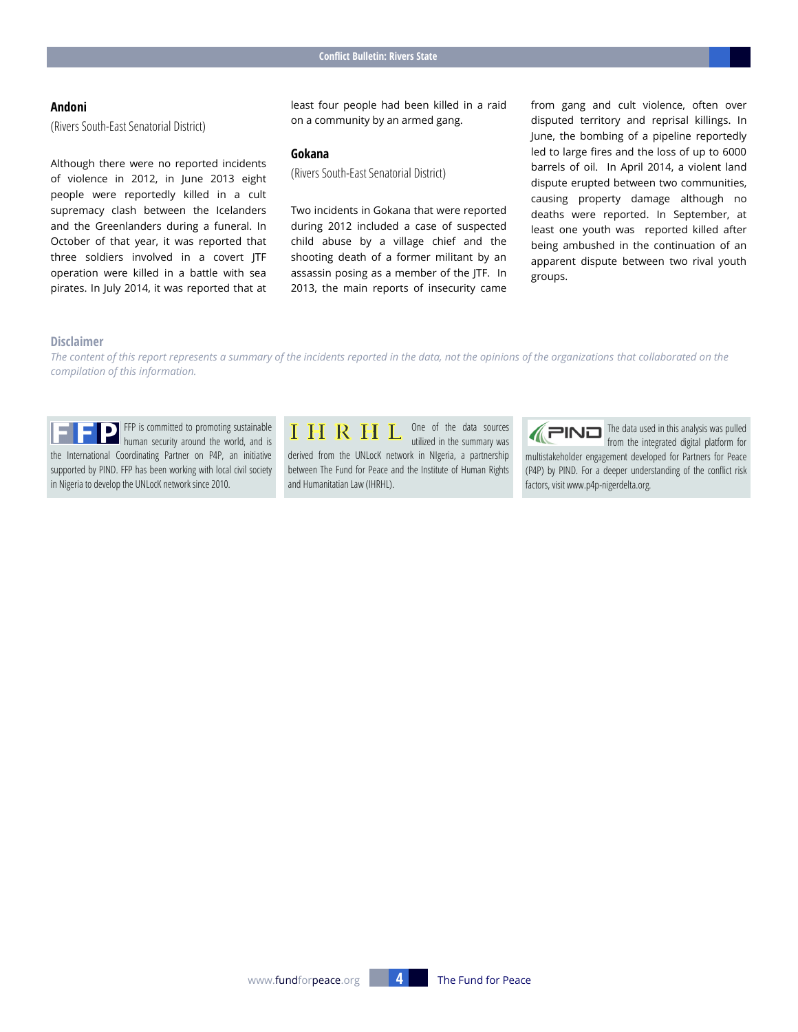## Andoni

(Rivers South-East Senatorial District)

Although there were no reported incidents of violence in 2012, in June 2013 eight people were reportedly killed in a cult supremacy clash between the Icelanders and the Greenlanders during a funeral. In October of that year, it was reported that three soldiers involved in a covert JTF operation were killed in a battle with sea pirates. In July 2014, it was reported that at least four people had been killed in a raid on a community by an armed gang.

## Gokana

(Rivers South-East Senatorial District)

Two incidents in Gokana that were reported during 2012 included a case of suspected child abuse by a village chief and the shooting death of a former militant by an assassin posing as a member of the JTF. In 2013, the main reports of insecurity came from gang and cult violence, often over disputed territory and reprisal killings. In June, the bombing of a pipeline reportedly led to large fires and the loss of up to 6000 barrels of oil. In April 2014, a violent land dispute erupted between two communities, causing property damage although no deaths were reported. In September, at least one youth was reported killed after being ambushed in the continuation of an apparent dispute between two rival youth groups.

### Disclaimer

*The content of this report represents a summary of the incidents reported in the data, not the opinions of the organizations that collaborated on the compilation of this information.*

FFP is committed to promoting sustainable human security around the world, and is the International Coordinating Partner on P4P, an initiative supported by PIND. FFP has been working with local civil society in Nigeria to develop the UNLocK network since 2010.

One of the data sources utilized in the summary was derived from the UNLocK network in NIgeria, a partnership between The Fund for Peace and the Institute of Human Rights and Humanitarian Law (IHRHL).

The data used in this analysis was pulled from the integrated digital platform for multistakeholder engagement developed for Partners for Peace (P4P) by PIND. For a deeper understanding of the conflict risk factors, visit www.p4p-nigerdelta.org.